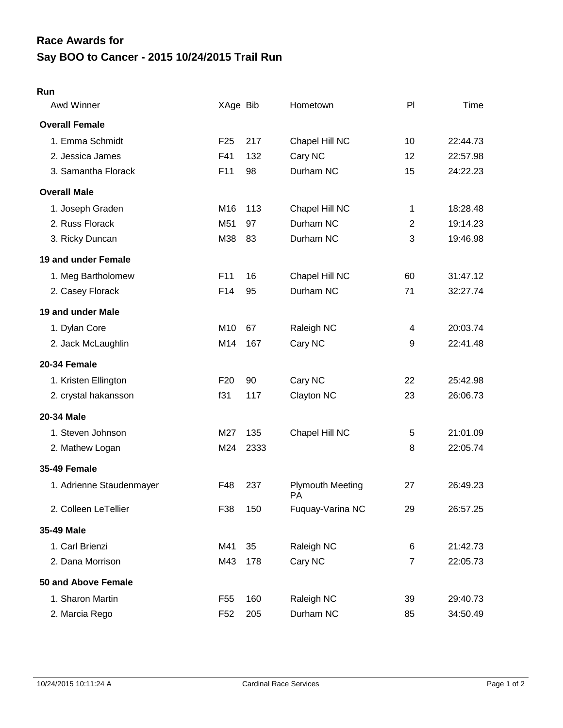# Race Awards for
# Say BOO to Cancer - 2015 10/24/2015 Trail Run

**Run**

| Awd Winner | XAge | Bib | Hometown | Pl | Time |
|---|---|---|---|---|---|
| **Overall Female** | | | | | |
| 1. Emma Schmidt | F25 | 217 | Chapel Hill NC | 10 | 22:44.73 |
| 2. Jessica James | F41 | 132 | Cary NC | 12 | 22:57.98 |
| 3. Samantha Florack | F11 | 98 | Durham NC | 15 | 24:22.23 |
| **Overall Male** | | | | | |
| 1. Joseph Graden | M16 | 113 | Chapel Hill NC | 1 | 18:28.48 |
| 2. Russ Florack | M51 | 97 | Durham NC | 2 | 19:14.23 |
| 3. Ricky Duncan | M38 | 83 | Durham NC | 3 | 19:46.98 |
| **19 and under Female** | | | | | |
| 1. Meg Bartholomew | F11 | 16 | Chapel Hill NC | 60 | 31:47.12 |
| 2. Casey Florack | F14 | 95 | Durham NC | 71 | 32:27.74 |
| **19 and under Male** | | | | | |
| 1. Dylan Core | M10 | 67 | Raleigh NC | 4 | 20:03.74 |
| 2. Jack McLaughlin | M14 | 167 | Cary NC | 9 | 22:41.48 |
| **20-34 Female** | | | | | |
| 1. Kristen Ellington | F20 | 90 | Cary NC | 22 | 25:42.98 |
| 2. crystal hakansson | f31 | 117 | Clayton NC | 23 | 26:06.73 |
| **20-34 Male** | | | | | |
| 1. Steven Johnson | M27 | 135 | Chapel Hill NC | 5 | 21:01.09 |
| 2. Mathew Logan | M24 | 2333 | | 8 | 22:05.74 |
| **35-49 Female** | | | | | |
| 1. Adrienne Staudenmayer | F48 | 237 | Plymouth Meeting PA | 27 | 26:49.23 |
| 2. Colleen LeTellier | F38 | 150 | Fuquay-Varina NC | 29 | 26:57.25 |
| **35-49 Male** | | | | | |
| 1. Carl Brienzi | M41 | 35 | Raleigh NC | 6 | 21:42.73 |
| 2. Dana Morrison | M43 | 178 | Cary NC | 7 | 22:05.73 |
| **50 and Above Female** | | | | | |
| 1. Sharon Martin | F55 | 160 | Raleigh NC | 39 | 29:40.73 |
| 2. Marcia Rego | F52 | 205 | Durham NC | 85 | 34:50.49 |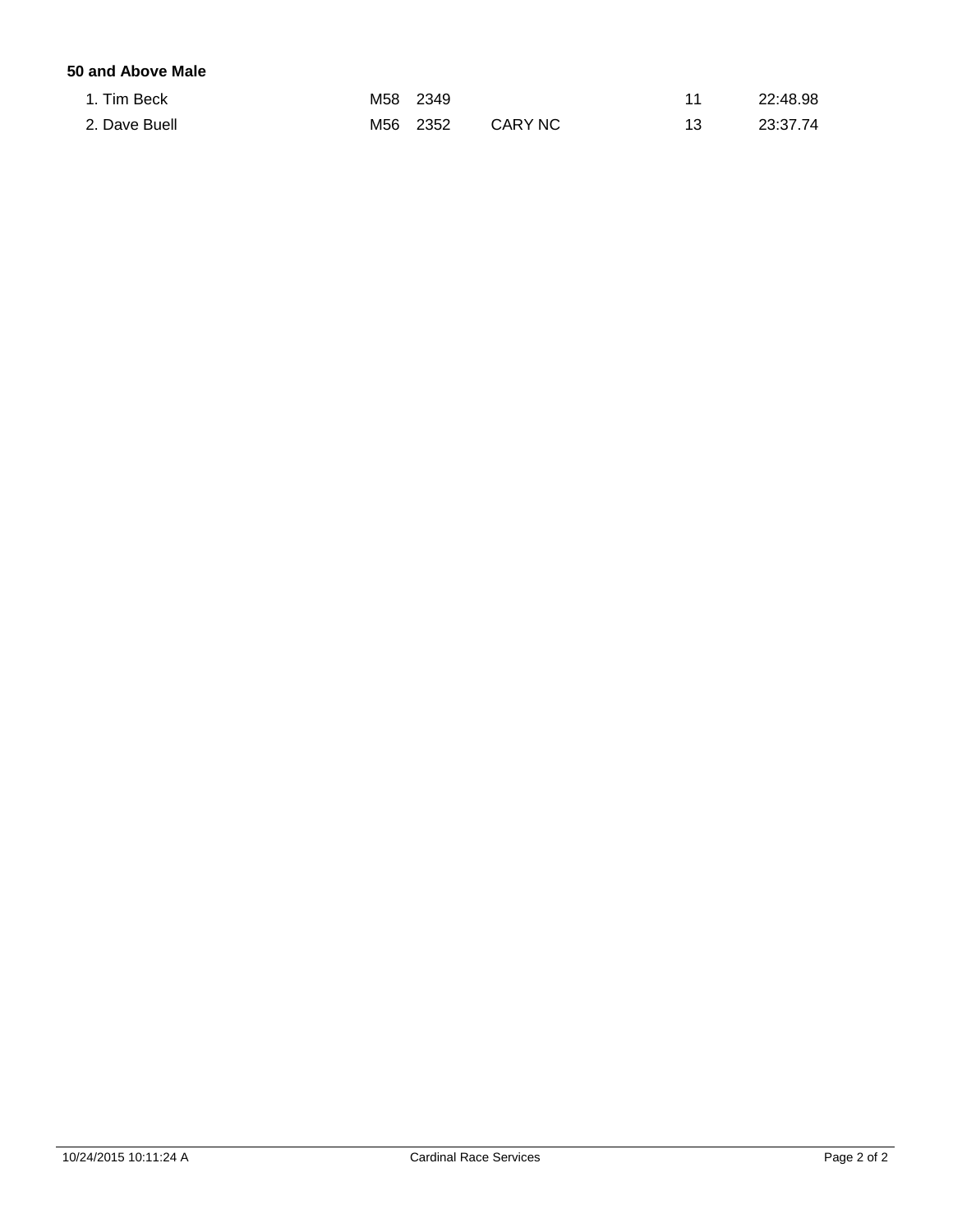### 50 and Above Male

| | | | | | |
|---|---|---|---|---|---|
| 1. Tim Beck | M58 | 2349 | | 11 | 22:48.98 |
| 2. Dave Buell | M56 | 2352 | CARY NC | 13 | 23:37.74 |